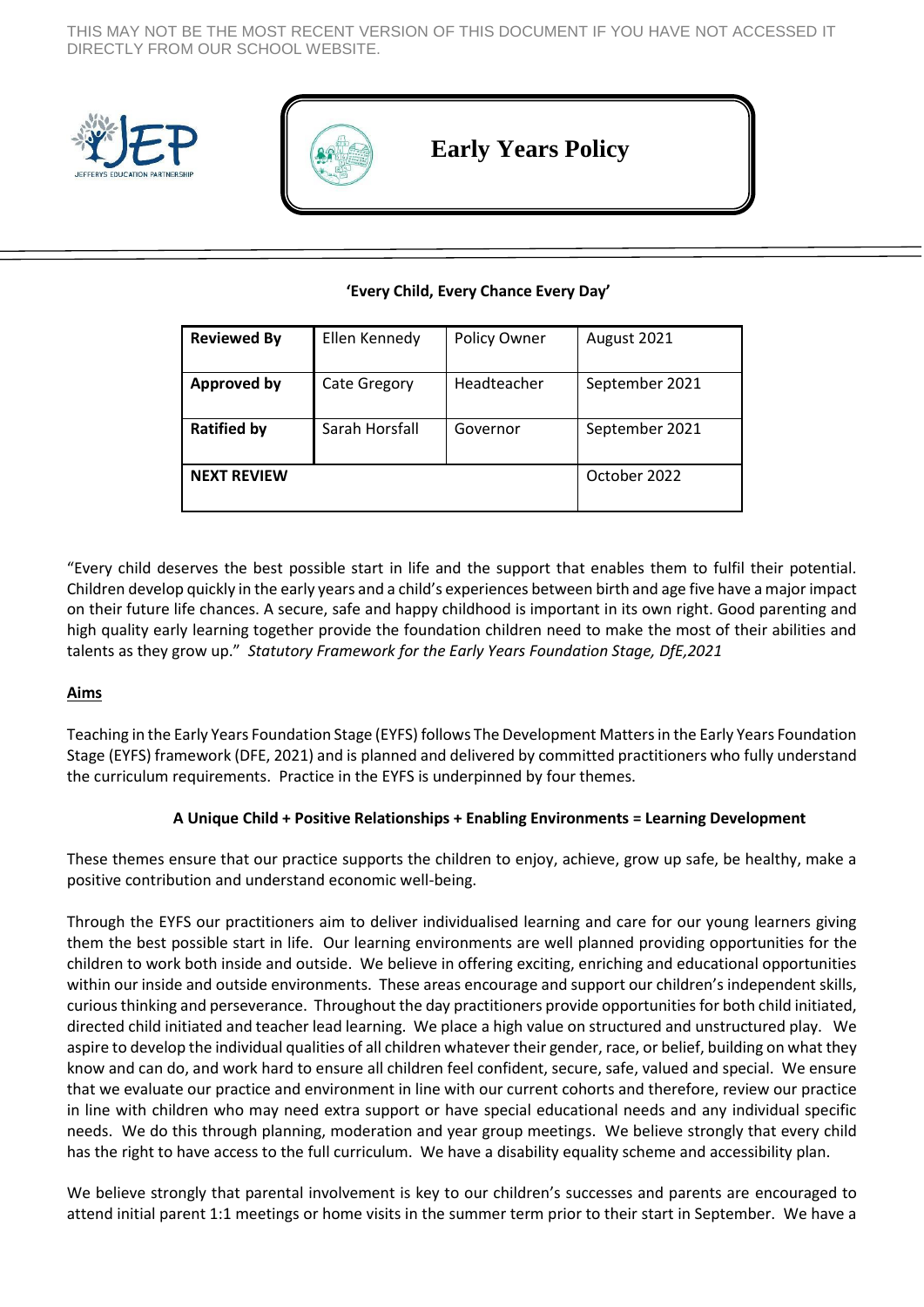THIS MAY NOT BE THE MOST RECENT VERSION OF THIS DOCUMENT IF YOU HAVE NOT ACCESSED IT DIRECTLY FROM OUR SCHOOL WEBSITE.

# Early Years Policy

**'Every Child, Every Chance Every Day'**

| **Reviewed By** | Ellen Kennedy | Policy Owner | August 2021 |
|---|---|---|---|
| **Approved by** | Cate Gregory | Headteacher | September 2021 |
| **Ratified by** | Sarah Horsfall | Governor | September 2021 |
| **NEXT REVIEW** | | | October 2022 |

"Every child deserves the best possible start in life and the support that enables them to fulfil their potential. Children develop quickly in the early years and a child's experiences between birth and age five have a major impact on their future life chances. A secure, safe and happy childhood is important in its own right. Good parenting and high quality early learning together provide the foundation children need to make the most of their abilities and talents as they grow up." *Statutory Framework for the Early Years Foundation Stage, DfE,2021*

## Aims

Teaching in the Early Years Foundation Stage (EYFS) follows The Development Matters in the Early Years Foundation Stage (EYFS) framework (DFE, 2021) and is planned and delivered by committed practitioners who fully understand the curriculum requirements. Practice in the EYFS is underpinned by four themes.

**A Unique Child + Positive Relationships + Enabling Environments = Learning Development**

These themes ensure that our practice supports the children to enjoy, achieve, grow up safe, be healthy, make a positive contribution and understand economic well-being.

Through the EYFS our practitioners aim to deliver individualised learning and care for our young learners giving them the best possible start in life. Our learning environments are well planned providing opportunities for the children to work both inside and outside. We believe in offering exciting, enriching and educational opportunities within our inside and outside environments. These areas encourage and support our children's independent skills, curious thinking and perseverance. Throughout the day practitioners provide opportunities for both child initiated, directed child initiated and teacher lead learning. We place a high value on structured and unstructured play. We aspire to develop the individual qualities of all children whatever their gender, race, or belief, building on what they know and can do, and work hard to ensure all children feel confident, secure, safe, valued and special. We ensure that we evaluate our practice and environment in line with our current cohorts and therefore, review our practice in line with children who may need extra support or have special educational needs and any individual specific needs. We do this through planning, moderation and year group meetings. We believe strongly that every child has the right to have access to the full curriculum. We have a disability equality scheme and accessibility plan.

We believe strongly that parental involvement is key to our children's successes and parents are encouraged to attend initial parent 1:1 meetings or home visits in the summer term prior to their start in September. We have a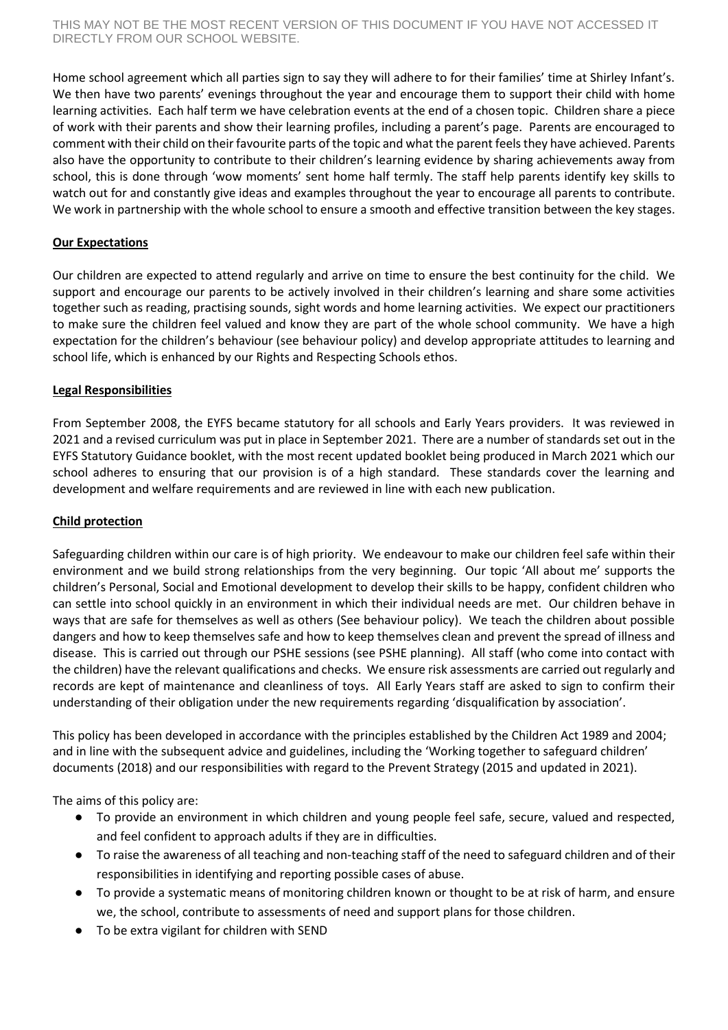Home school agreement which all parties sign to say they will adhere to for their families' time at Shirley Infant's. We then have two parents' evenings throughout the year and encourage them to support their child with home learning activities. Each half term we have celebration events at the end of a chosen topic. Children share a piece of work with their parents and show their learning profiles, including a parent's page. Parents are encouraged to comment with their child on their favourite parts of the topic and what the parent feels they have achieved. Parents also have the opportunity to contribute to their children's learning evidence by sharing achievements away from school, this is done through 'wow moments' sent home half termly. The staff help parents identify key skills to watch out for and constantly give ideas and examples throughout the year to encourage all parents to contribute. We work in partnership with the whole school to ensure a smooth and effective transition between the key stages.

**Our Expectations**

Our children are expected to attend regularly and arrive on time to ensure the best continuity for the child. We support and encourage our parents to be actively involved in their children's learning and share some activities together such as reading, practising sounds, sight words and home learning activities. We expect our practitioners to make sure the children feel valued and know they are part of the whole school community. We have a high expectation for the children's behaviour (see behaviour policy) and develop appropriate attitudes to learning and school life, which is enhanced by our Rights and Respecting Schools ethos.

**Legal Responsibilities**

From September 2008, the EYFS became statutory for all schools and Early Years providers. It was reviewed in 2021 and a revised curriculum was put in place in September 2021. There are a number of standards set out in the EYFS Statutory Guidance booklet, with the most recent updated booklet being produced in March 2021 which our school adheres to ensuring that our provision is of a high standard. These standards cover the learning and development and welfare requirements and are reviewed in line with each new publication.

**Child protection**

Safeguarding children within our care is of high priority. We endeavour to make our children feel safe within their environment and we build strong relationships from the very beginning. Our topic 'All about me' supports the children's Personal, Social and Emotional development to develop their skills to be happy, confident children who can settle into school quickly in an environment in which their individual needs are met. Our children behave in ways that are safe for themselves as well as others (See behaviour policy). We teach the children about possible dangers and how to keep themselves safe and how to keep themselves clean and prevent the spread of illness and disease. This is carried out through our PSHE sessions (see PSHE planning). All staff (who come into contact with the children) have the relevant qualifications and checks. We ensure risk assessments are carried out regularly and records are kept of maintenance and cleanliness of toys. All Early Years staff are asked to sign to confirm their understanding of their obligation under the new requirements regarding 'disqualification by association'.

This policy has been developed in accordance with the principles established by the Children Act 1989 and 2004; and in line with the subsequent advice and guidelines, including the 'Working together to safeguard children' documents (2018) and our responsibilities with regard to the Prevent Strategy (2015 and updated in 2021).

The aims of this policy are:

- To provide an environment in which children and young people feel safe, secure, valued and respected, and feel confident to approach adults if they are in difficulties.
- To raise the awareness of all teaching and non-teaching staff of the need to safeguard children and of their responsibilities in identifying and reporting possible cases of abuse.
- To provide a systematic means of monitoring children known or thought to be at risk of harm, and ensure we, the school, contribute to assessments of need and support plans for those children.
- To be extra vigilant for children with SEND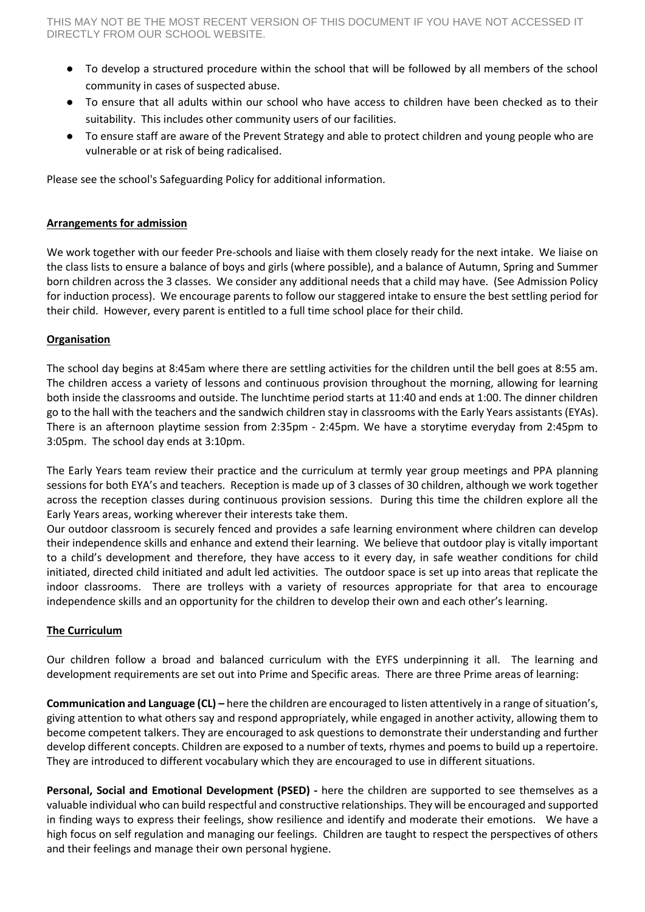- To develop a structured procedure within the school that will be followed by all members of the school community in cases of suspected abuse.
- To ensure that all adults within our school who have access to children have been checked as to their suitability. This includes other community users of our facilities.
- To ensure staff are aware of the Prevent Strategy and able to protect children and young people who are vulnerable or at risk of being radicalised.

Please see the school's Safeguarding Policy for additional information.

**Arrangements for admission**

We work together with our feeder Pre-schools and liaise with them closely ready for the next intake. We liaise on the class lists to ensure a balance of boys and girls (where possible), and a balance of Autumn, Spring and Summer born children across the 3 classes. We consider any additional needs that a child may have. (See Admission Policy for induction process). We encourage parents to follow our staggered intake to ensure the best settling period for their child. However, every parent is entitled to a full time school place for their child.

**Organisation**

The school day begins at 8:45am where there are settling activities for the children until the bell goes at 8:55 am. The children access a variety of lessons and continuous provision throughout the morning, allowing for learning both inside the classrooms and outside. The lunchtime period starts at 11:40 and ends at 1:00. The dinner children go to the hall with the teachers and the sandwich children stay in classrooms with the Early Years assistants (EYAs). There is an afternoon playtime session from 2:35pm - 2:45pm. We have a storytime everyday from 2:45pm to 3:05pm. The school day ends at 3:10pm.

The Early Years team review their practice and the curriculum at termly year group meetings and PPA planning sessions for both EYA's and teachers. Reception is made up of 3 classes of 30 children, although we work together across the reception classes during continuous provision sessions. During this time the children explore all the Early Years areas, working wherever their interests take them.
Our outdoor classroom is securely fenced and provides a safe learning environment where children can develop their independence skills and enhance and extend their learning. We believe that outdoor play is vitally important to a child's development and therefore, they have access to it every day, in safe weather conditions for child initiated, directed child initiated and adult led activities. The outdoor space is set up into areas that replicate the indoor classrooms. There are trolleys with a variety of resources appropriate for that area to encourage independence skills and an opportunity for the children to develop their own and each other's learning.

**The Curriculum**

Our children follow a broad and balanced curriculum with the EYFS underpinning it all. The learning and development requirements are set out into Prime and Specific areas. There are three Prime areas of learning:

**Communication and Language (CL) –** here the children are encouraged to listen attentively in a range of situation's, giving attention to what others say and respond appropriately, while engaged in another activity, allowing them to become competent talkers. They are encouraged to ask questions to demonstrate their understanding and further develop different concepts. Children are exposed to a number of texts, rhymes and poems to build up a repertoire. They are introduced to different vocabulary which they are encouraged to use in different situations.

**Personal, Social and Emotional Development (PSED) -** here the children are supported to see themselves as a valuable individual who can build respectful and constructive relationships. They will be encouraged and supported in finding ways to express their feelings, show resilience and identify and moderate their emotions. We have a high focus on self regulation and managing our feelings. Children are taught to respect the perspectives of others and their feelings and manage their own personal hygiene.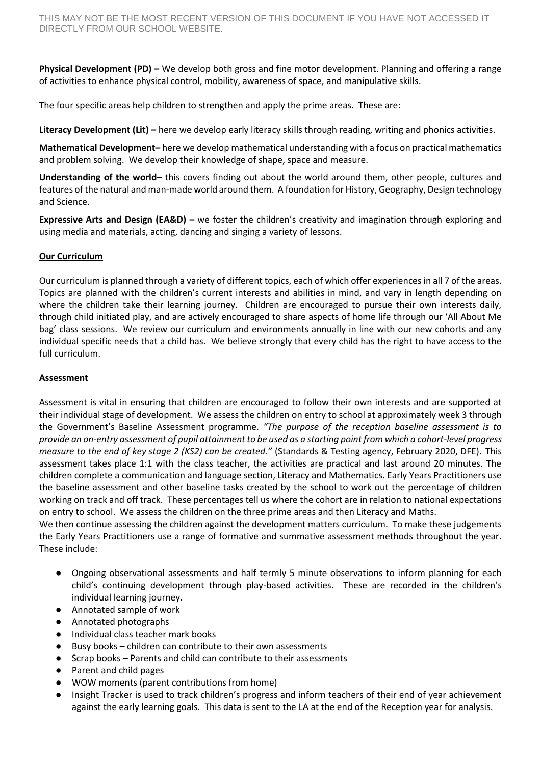**Physical Development (PD) –** We develop both gross and fine motor development. Planning and offering a range of activities to enhance physical control, mobility, awareness of space, and manipulative skills.

The four specific areas help children to strengthen and apply the prime areas. These are:

**Literacy Development (Lit) –** here we develop early literacy skills through reading, writing and phonics activities.

**Mathematical Development–** here we develop mathematical understanding with a focus on practical mathematics and problem solving. We develop their knowledge of shape, space and measure.

**Understanding of the world–** this covers finding out about the world around them, other people, cultures and features of the natural and man-made world around them. A foundation for History, Geography, Design technology and Science.

**Expressive Arts and Design (EA&D) –** we foster the children's creativity and imagination through exploring and using media and materials, acting, dancing and singing a variety of lessons.

## Our Curriculum

Our curriculum is planned through a variety of different topics, each of which offer experiences in all 7 of the areas. Topics are planned with the children's current interests and abilities in mind, and vary in length depending on where the children take their learning journey. Children are encouraged to pursue their own interests daily, through child initiated play, and are actively encouraged to share aspects of home life through our 'All About Me bag' class sessions. We review our curriculum and environments annually in line with our new cohorts and any individual specific needs that a child has. We believe strongly that every child has the right to have access to the full curriculum.

## Assessment

Assessment is vital in ensuring that children are encouraged to follow their own interests and are supported at their individual stage of development. We assess the children on entry to school at approximately week 3 through the Government's Baseline Assessment programme. *"The purpose of the reception baseline assessment is to provide an on-entry assessment of pupil attainment to be used as a starting point from which a cohort-level progress measure to the end of key stage 2 (KS2) can be created."* (Standards & Testing agency, February 2020, DFE). This assessment takes place 1:1 with the class teacher, the activities are practical and last around 20 minutes. The children complete a communication and language section, Literacy and Mathematics. Early Years Practitioners use the baseline assessment and other baseline tasks created by the school to work out the percentage of children working on track and off track. These percentages tell us where the cohort are in relation to national expectations on entry to school. We assess the children on the three prime areas and then Literacy and Maths.

We then continue assessing the children against the development matters curriculum. To make these judgements the Early Years Practitioners use a range of formative and summative assessment methods throughout the year. These include:

- Ongoing observational assessments and half termly 5 minute observations to inform planning for each child's continuing development through play-based activities. These are recorded in the children's individual learning journey.
- Annotated sample of work
- Annotated photographs
- Individual class teacher mark books
- Busy books – children can contribute to their own assessments
- Scrap books – Parents and child can contribute to their assessments
- Parent and child pages
- WOW moments (parent contributions from home)
- Insight Tracker is used to track children's progress and inform teachers of their end of year achievement against the early learning goals. This data is sent to the LA at the end of the Reception year for analysis.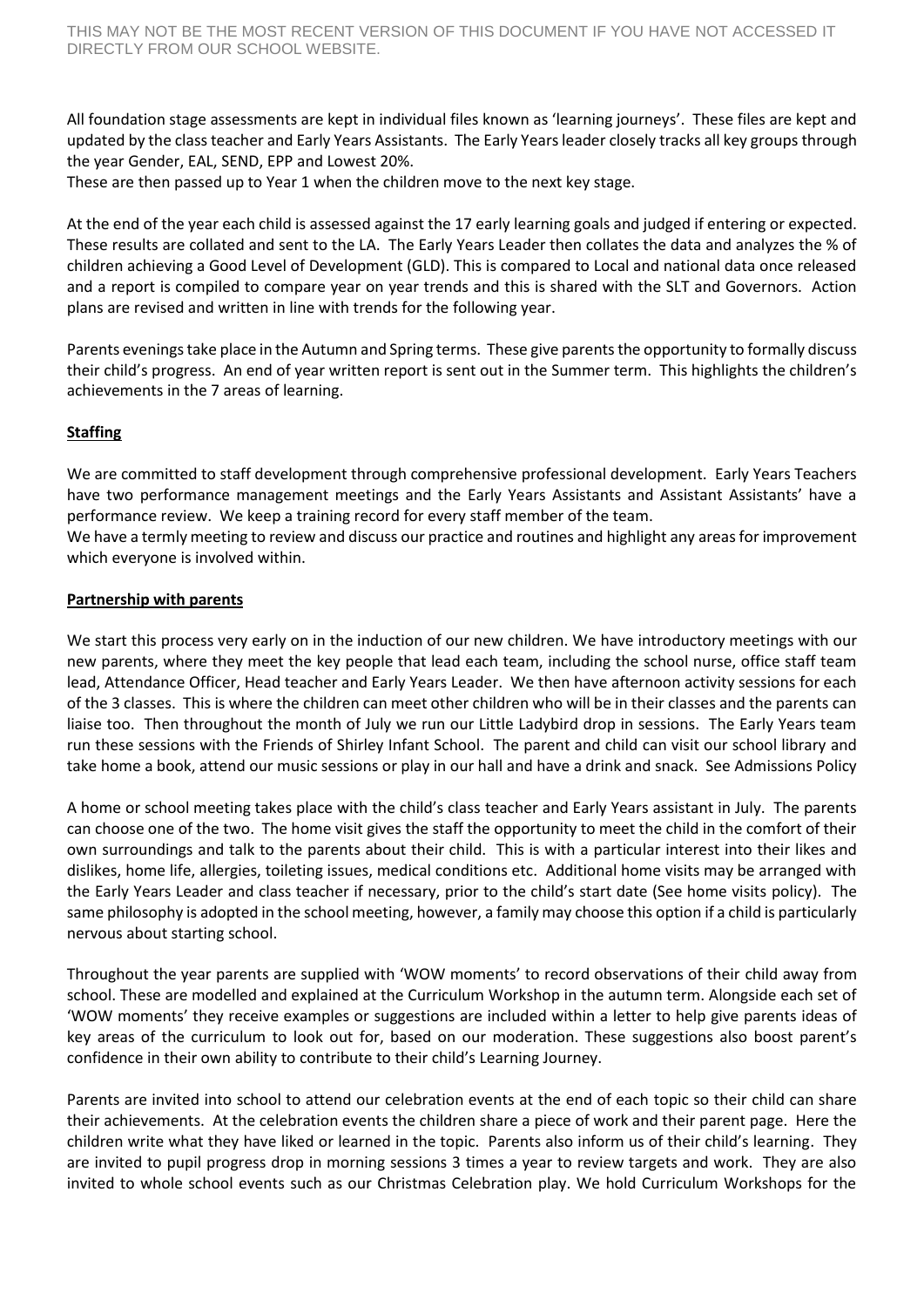All foundation stage assessments are kept in individual files known as 'learning journeys'. These files are kept and updated by the class teacher and Early Years Assistants. The Early Years leader closely tracks all key groups through the year Gender, EAL, SEND, EPP and Lowest 20%.
These are then passed up to Year 1 when the children move to the next key stage.

At the end of the year each child is assessed against the 17 early learning goals and judged if entering or expected. These results are collated and sent to the LA. The Early Years Leader then collates the data and analyzes the % of children achieving a Good Level of Development (GLD). This is compared to Local and national data once released and a report is compiled to compare year on year trends and this is shared with the SLT and Governors. Action plans are revised and written in line with trends for the following year.

Parents evenings take place in the Autumn and Spring terms. These give parents the opportunity to formally discuss their child's progress. An end of year written report is sent out in the Summer term. This highlights the children's achievements in the 7 areas of learning.

**Staffing**

We are committed to staff development through comprehensive professional development. Early Years Teachers have two performance management meetings and the Early Years Assistants and Assistant Assistants' have a performance review. We keep a training record for every staff member of the team.
We have a termly meeting to review and discuss our practice and routines and highlight any areas for improvement which everyone is involved within.

**Partnership with parents**

We start this process very early on in the induction of our new children. We have introductory meetings with our new parents, where they meet the key people that lead each team, including the school nurse, office staff team lead, Attendance Officer, Head teacher and Early Years Leader. We then have afternoon activity sessions for each of the 3 classes. This is where the children can meet other children who will be in their classes and the parents can liaise too. Then throughout the month of July we run our Little Ladybird drop in sessions. The Early Years team run these sessions with the Friends of Shirley Infant School. The parent and child can visit our school library and take home a book, attend our music sessions or play in our hall and have a drink and snack. See Admissions Policy

A home or school meeting takes place with the child's class teacher and Early Years assistant in July. The parents can choose one of the two. The home visit gives the staff the opportunity to meet the child in the comfort of their own surroundings and talk to the parents about their child. This is with a particular interest into their likes and dislikes, home life, allergies, toileting issues, medical conditions etc. Additional home visits may be arranged with the Early Years Leader and class teacher if necessary, prior to the child's start date (See home visits policy). The same philosophy is adopted in the school meeting, however, a family may choose this option if a child is particularly nervous about starting school.

Throughout the year parents are supplied with 'WOW moments' to record observations of their child away from school. These are modelled and explained at the Curriculum Workshop in the autumn term. Alongside each set of 'WOW moments' they receive examples or suggestions are included within a letter to help give parents ideas of key areas of the curriculum to look out for, based on our moderation. These suggestions also boost parent's confidence in their own ability to contribute to their child's Learning Journey.

Parents are invited into school to attend our celebration events at the end of each topic so their child can share their achievements. At the celebration events the children share a piece of work and their parent page. Here the children write what they have liked or learned in the topic. Parents also inform us of their child's learning. They are invited to pupil progress drop in morning sessions 3 times a year to review targets and work. They are also invited to whole school events such as our Christmas Celebration play. We hold Curriculum Workshops for the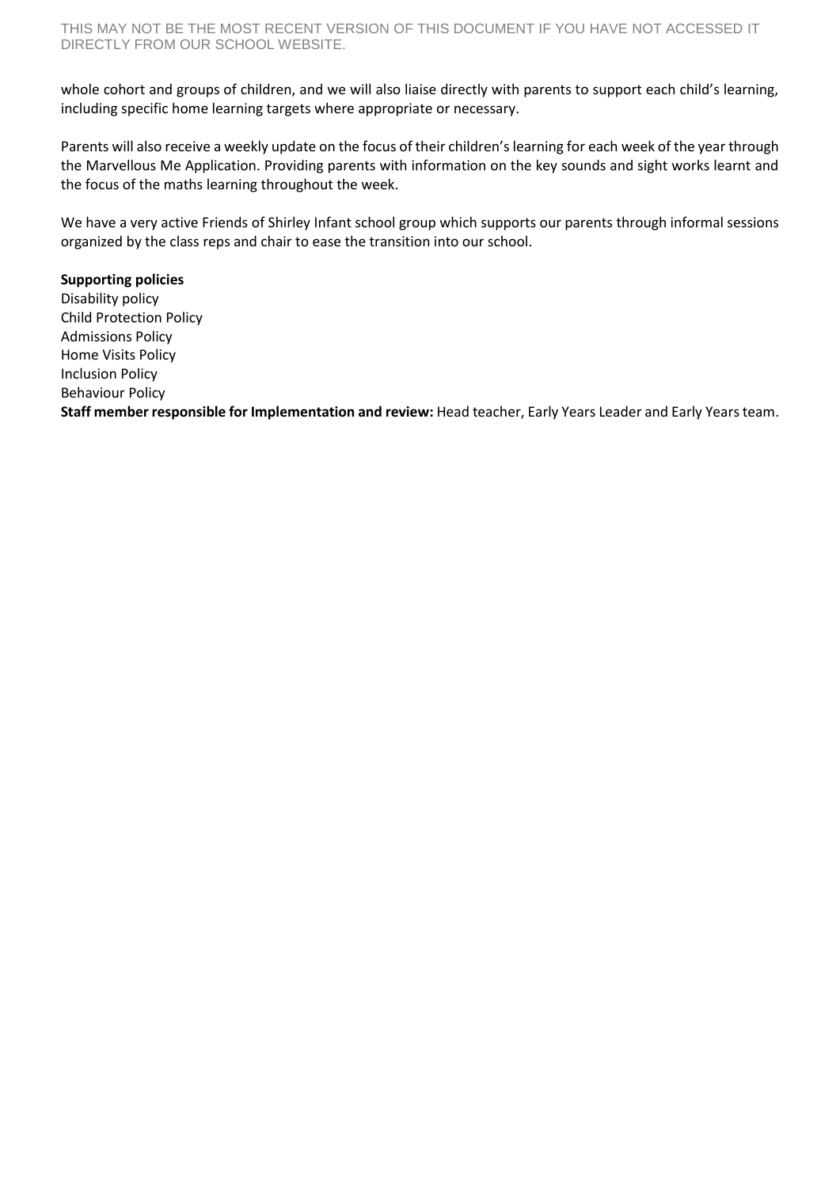whole cohort and groups of children, and we will also liaise directly with parents to support each child's learning, including specific home learning targets where appropriate or necessary.

Parents will also receive a weekly update on the focus of their children's learning for each week of the year through the Marvellous Me Application. Providing parents with information on the key sounds and sight works learnt and the focus of the maths learning throughout the week.

We have a very active Friends of Shirley Infant school group which supports our parents through informal sessions organized by the class reps and chair to ease the transition into our school.

**Supporting policies**
Disability policy
Child Protection Policy
Admissions Policy
Home Visits Policy
Inclusion Policy
Behaviour Policy
**Staff member responsible for Implementation and review:** Head teacher, Early Years Leader and Early Years team.